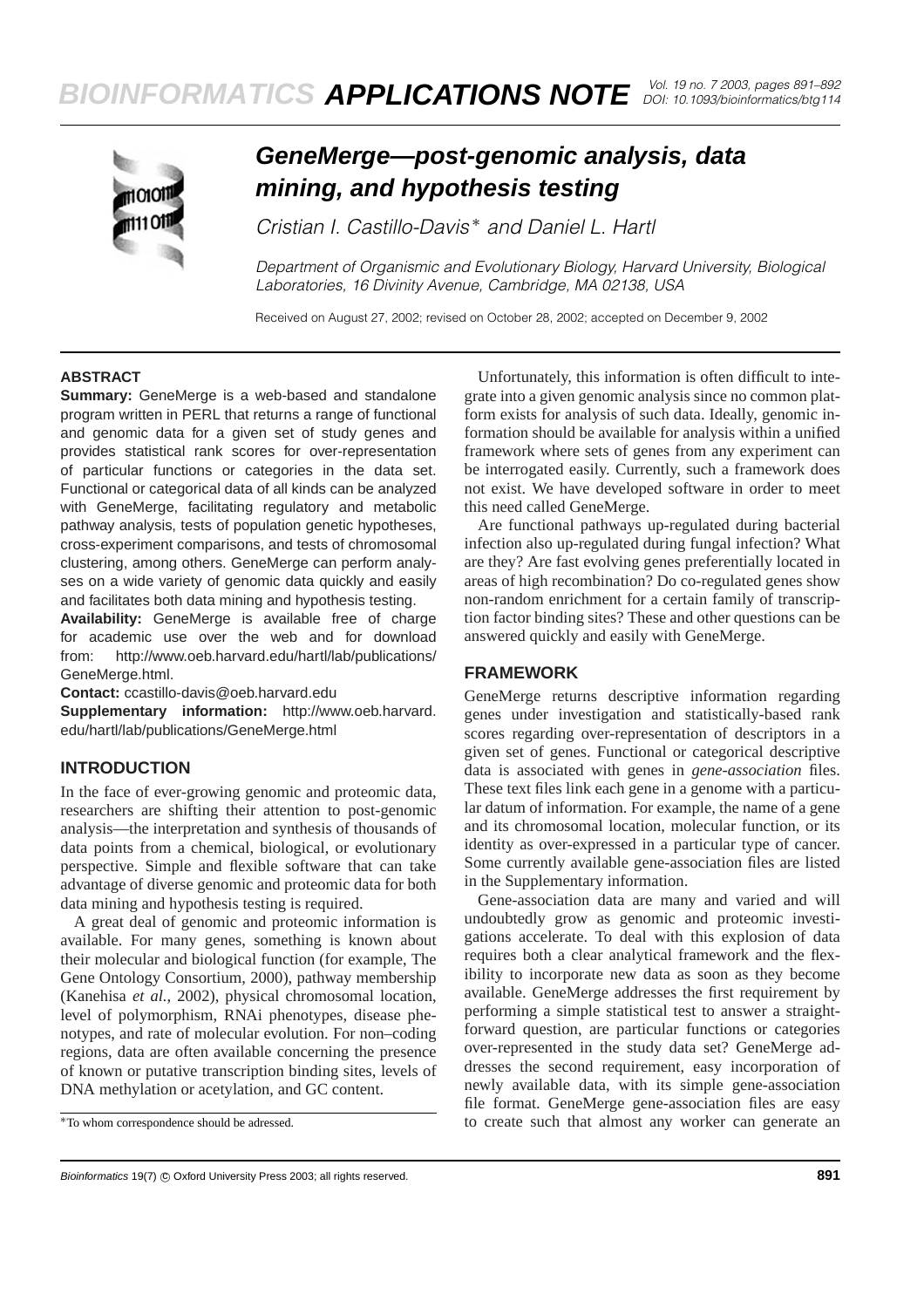# GeneMerge—post-genomic analysis, data mining, and hypothesis testing

*Cristian I. Castillo-Davis\* and Daniel L. Hartl*

*Department of Organismic and Evolutionary Biology, Harvard University, Biological Laboratories, 16 Divinity Avenue, Cambridge, MA 02138, USA*

Received on August 27, 2002; revised on October 28, 2002; accepted on December 9, 2002

## ABSTRACT

**Summary:** GeneMerge is a web-based and standalone program written in PERL that returns a range of functional and genomic data for a given set of study genes and provides statistical rank scores for over-representation of particular functions or categories in the data set. Functional or categorical data of all kinds can be analyzed with GeneMerge, facilitating regulatory and metabolic pathway analysis, tests of population genetic hypotheses, cross-experiment comparisons, and tests of chromosomal clustering, among others. GeneMerge can perform analyses on a wide variety of genomic data quickly and easily and facilitates both data mining and hypothesis testing.

**Availability:** GeneMerge is available free of charge for academic use over the web and for download from: http://www.oeb.harvard.edu/hartl/lab/publications/GeneMerge.html.

**Contact:** ccastillo-davis@oeb.harvard.edu

**Supplementary information:** http://www.oeb.harvard.edu/hartl/lab/publications/GeneMerge.html

## INTRODUCTION

In the face of ever-growing genomic and proteomic data, researchers are shifting their attention to post-genomic analysis—the interpretation and synthesis of thousands of data points from a chemical, biological, or evolutionary perspective. Simple and flexible software that can take advantage of diverse genomic and proteomic data for both data mining and hypothesis testing is required.

A great deal of genomic and proteomic information is available. For many genes, something is known about their molecular and biological function (for example, The Gene Ontology Consortium, 2000), pathway membership (Kanehisa *et al.*, 2002), physical chromosomal location, level of polymorphism, RNAi phenotypes, disease phenotypes, and rate of molecular evolution. For non–coding regions, data are often available concerning the presence of known or putative transcription binding sites, levels of DNA methylation or acetylation, and GC content.

Unfortunately, this information is often difficult to integrate into a given genomic analysis since no common platform exists for analysis of such data. Ideally, genomic information should be available for analysis within a unified framework where sets of genes from any experiment can be interrogated easily. Currently, such a framework does not exist. We have developed software in order to meet this need called GeneMerge.

Are functional pathways up-regulated during bacterial infection also up-regulated during fungal infection? What are they? Are fast evolving genes preferentially located in areas of high recombination? Do co-regulated genes show non-random enrichment for a certain family of transcription factor binding sites? These and other questions can be answered quickly and easily with GeneMerge.

## FRAMEWORK

GeneMerge returns descriptive information regarding genes under investigation and statistically-based rank scores regarding over-representation of descriptors in a given set of genes. Functional or categorical descriptive data is associated with genes in *gene-association* files. These text files link each gene in a genome with a particular datum of information. For example, the name of a gene and its chromosomal location, molecular function, or its identity as over-expressed in a particular type of cancer. Some currently available gene-association files are listed in the Supplementary information.

Gene-association data are many and varied and will undoubtedly grow as genomic and proteomic investigations accelerate. To deal with this explosion of data requires both a clear analytical framework and the flexibility to incorporate new data as soon as they become available. GeneMerge addresses the first requirement by performing a simple statistical test to answer a straightforward question, are particular functions or categories over-represented in the study data set? GeneMerge addresses the second requirement, easy incorporation of newly available data, with its simple gene-association file format. GeneMerge gene-association files are easy to create such that almost any worker can generate an

\*To whom correspondence should be adressed.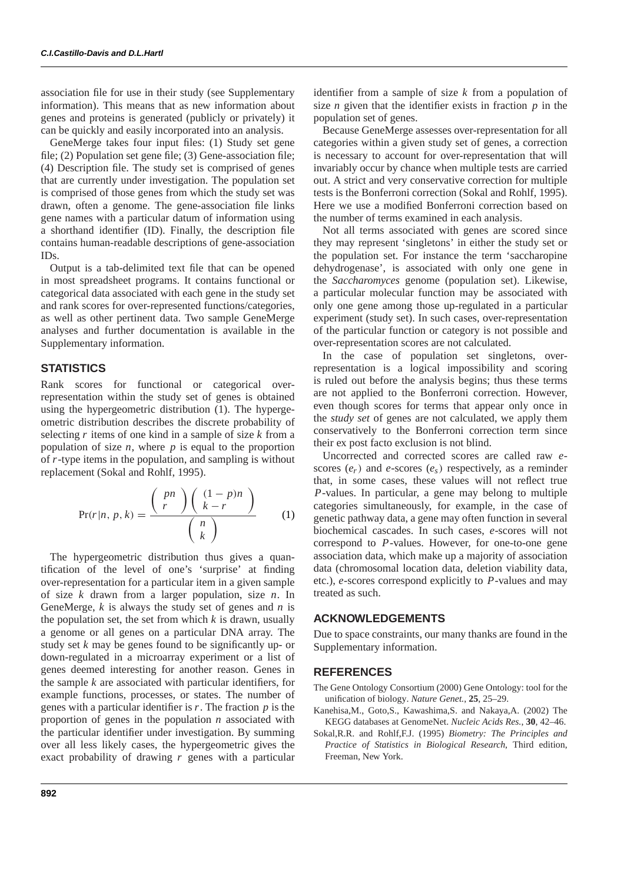association file for use in their study (see Supplementary information). This means that as new information about genes and proteins is generated (publicly or privately) it can be quickly and easily incorporated into an analysis.

GeneMerge takes four input files: (1) Study set gene file; (2) Population set gene file; (3) Gene-association file; (4) Description file. The study set is comprised of genes that are currently under investigation. The population set is comprised of those genes from which the study set was drawn, often a genome. The gene-association file links gene names with a particular datum of information using a shorthand identifier (ID). Finally, the description file contains human-readable descriptions of gene-association IDs.

Output is a tab-delimited text file that can be opened in most spreadsheet programs. It contains functional or categorical data associated with each gene in the study set and rank scores for over-represented functions/categories, as well as other pertinent data. Two sample GeneMerge analyses and further documentation is available in the Supplementary information.

## STATISTICS

Rank scores for functional or categorical over-representation within the study set of genes is obtained using the hypergeometric distribution (1). The hypergeometric distribution describes the discrete probability of selecting $r$ items of one kind in a sample of size $k$ from a population of size $n$, where $p$ is equal to the proportion of $r$-type items in the population, and sampling is without replacement (Sokal and Rohlf, 1995).

$$\Pr(r|n, p, k) = \frac{\binom{pn}{r}\binom{(1-p)n}{k-r}}{\binom{n}{k}} \qquad (1)$$

The hypergeometric distribution thus gives a quantification of the level of one's 'surprise' at finding over-representation for a particular item in a given sample of size $k$ drawn from a larger population, size $n$. In GeneMerge, $k$ is always the study set of genes and $n$ is the population set, the set from which $k$ is drawn, usually a genome or all genes on a particular DNA array. The study set $k$ may be genes found to be significantly up- or down-regulated in a microarray experiment or a list of genes deemed interesting for another reason. Genes in the sample $k$ are associated with particular identifiers, for example functions, processes, or states. The number of genes with a particular identifier is $r$. The fraction $p$ is the proportion of genes in the population $n$ associated with the particular identifier under investigation. By summing over all less likely cases, the hypergeometric gives the exact probability of drawing $r$ genes with a particular identifier from a sample of size $k$ from a population of size $n$ given that the identifier exists in fraction $p$ in the population set of genes.

Because GeneMerge assesses over-representation for all categories within a given study set of genes, a correction is necessary to account for over-representation that will invariably occur by chance when multiple tests are carried out. A strict and very conservative correction for multiple tests is the Bonferroni correction (Sokal and Rohlf, 1995). Here we use a modified Bonferroni correction based on the number of terms examined in each analysis.

Not all terms associated with genes are scored since they may represent 'singletons' in either the study set or the population set. For instance the term 'saccharopine dehydrogenase', is associated with only one gene in the *Saccharomyces* genome (population set). Likewise, a particular molecular function may be associated with only one gene among those up-regulated in a particular experiment (study set). In such cases, over-representation of the particular function or category is not possible and over-representation scores are not calculated.

In the case of population set singletons, over-representation is a logical impossibility and scoring is ruled out before the analysis begins; thus these terms are not applied to the Bonferroni correction. However, even though scores for terms that appear only once in the *study set* of genes are not calculated, we apply them conservatively to the Bonferroni correction term since their ex post facto exclusion is not blind.

Uncorrected and corrected scores are called raw $e$-scores ($e_r$) and $e$-scores ($e_s$) respectively, as a reminder that, in some cases, these values will not reflect true $P$-values. In particular, a gene may belong to multiple categories simultaneously, for example, in the case of genetic pathway data, a gene may often function in several biochemical cascades. In such cases, $e$-scores will not correspond to $P$-values. However, for one-to-one gene association data, which make up a majority of association data (chromosomal location data, deletion viability data, etc.), $e$-scores correspond explicitly to $P$-values and may treated as such.

## ACKNOWLEDGEMENTS

Due to space constraints, our many thanks are found in the Supplementary information.

## REFERENCES

The Gene Ontology Consortium (2000) Gene Ontology: tool for the unification of biology. *Nature Genet.*, **25**, 25–29.

Kanehisa,M., Goto,S., Kawashima,S. and Nakaya,A. (2002) The KEGG databases at GenomeNet. *Nucleic Acids Res.*, **30**, 42–46.

Sokal,R.R. and Rohlf,F.J. (1995) *Biometry: The Principles and Practice of Statistics in Biological Research*, Third edition, Freeman, New York.